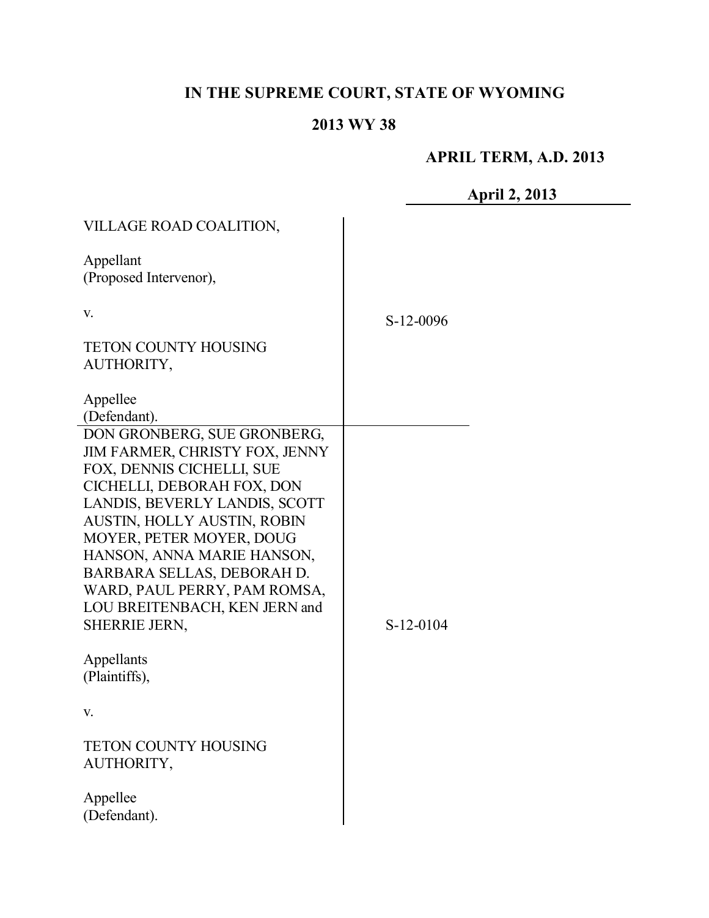**IN THE SUPREME COURT, STATE OF WYOMING**

**2013 WY 38**

**APRIL TERM, A.D. 2013**

**April 2, 2013**

| | |
|---|---|
| VILLAGE ROAD COALITION,<br><br>Appellant<br>(Proposed Intervenor),<br><br>v.<br><br>TETON COUNTY HOUSING AUTHORITY,<br><br>Appellee<br>(Defendant). | S-12-0096 |
| DON GRONBERG, SUE GRONBERG, JIM FARMER, CHRISTY FOX, JENNY FOX, DENNIS CICHELLI, SUE CICHELLI, DEBORAH FOX, DON LANDIS, BEVERLY LANDIS, SCOTT AUSTIN, HOLLY AUSTIN, ROBIN MOYER, PETER MOYER, DOUG HANSON, ANNA MARIE HANSON, BARBARA SELLAS, DEBORAH D. WARD, PAUL PERRY, PAM ROMSA, LOU BREITENBACH, KEN JERN and SHERRIE JERN,<br><br>Appellants<br>(Plaintiffs),<br><br>v.<br><br>TETON COUNTY HOUSING AUTHORITY,<br><br>Appellee<br>(Defendant). | S-12-0104 |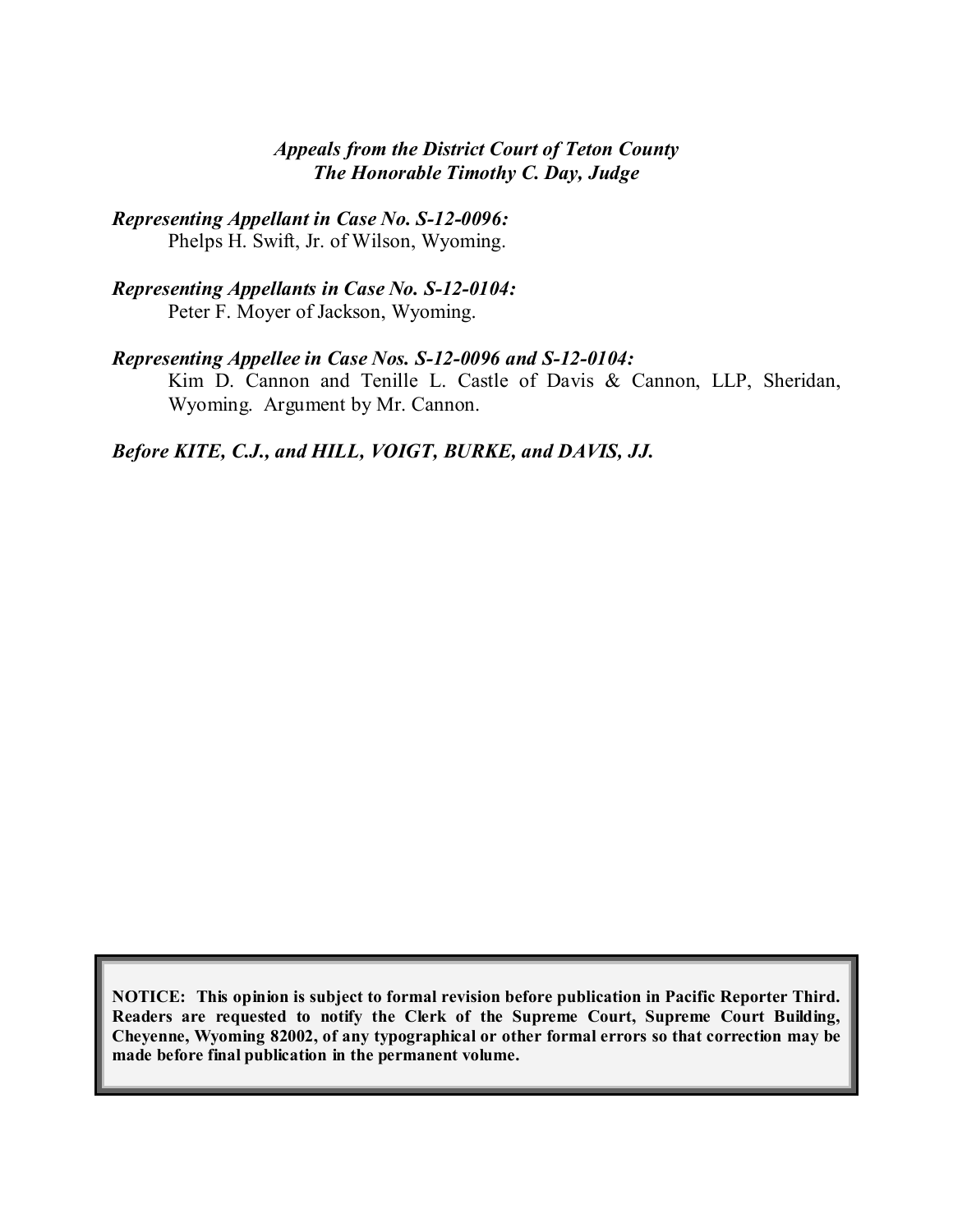*Appeals from the District Court of Teton County*
*The Honorable Timothy C. Day, Judge*

***Representing Appellant in Case No. S-12-0096:***
Phelps H. Swift, Jr. of Wilson, Wyoming.

***Representing Appellants in Case No. S-12-0104:***
Peter F. Moyer of Jackson, Wyoming.

***Representing Appellee in Case Nos. S-12-0096 and S-12-0104:***
Kim D. Cannon and Tenille L. Castle of Davis & Cannon, LLP, Sheridan, Wyoming. Argument by Mr. Cannon.

***Before KITE, C.J., and HILL, VOIGT, BURKE, and DAVIS, JJ.***

**NOTICE: This opinion is subject to formal revision before publication in Pacific Reporter Third. Readers are requested to notify the Clerk of the Supreme Court, Supreme Court Building, Cheyenne, Wyoming 82002, of any typographical or other formal errors so that correction may be made before final publication in the permanent volume.**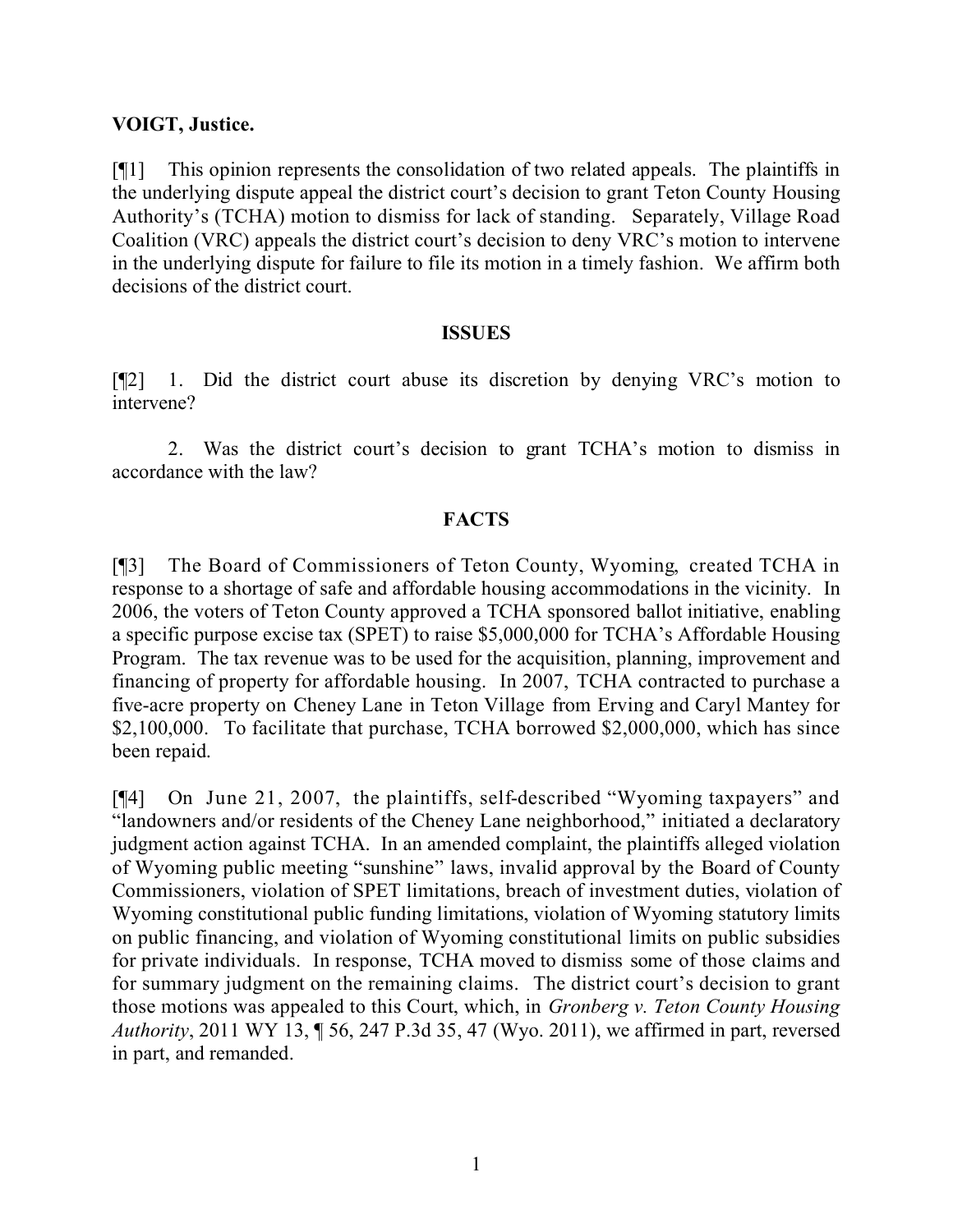**VOIGT, Justice.**

[¶1] This opinion represents the consolidation of two related appeals. The plaintiffs in the underlying dispute appeal the district court's decision to grant Teton County Housing Authority's (TCHA) motion to dismiss for lack of standing. Separately, Village Road Coalition (VRC) appeals the district court's decision to deny VRC's motion to intervene in the underlying dispute for failure to file its motion in a timely fashion. We affirm both decisions of the district court.

**ISSUES**

[¶2] 1. Did the district court abuse its discretion by denying VRC's motion to intervene?

2. Was the district court's decision to grant TCHA's motion to dismiss in accordance with the law?

**FACTS**

[¶3] The Board of Commissioners of Teton County, Wyoming, created TCHA in response to a shortage of safe and affordable housing accommodations in the vicinity. In 2006, the voters of Teton County approved a TCHA sponsored ballot initiative, enabling a specific purpose excise tax (SPET) to raise $5,000,000 for TCHA's Affordable Housing Program. The tax revenue was to be used for the acquisition, planning, improvement and financing of property for affordable housing. In 2007, TCHA contracted to purchase a five-acre property on Cheney Lane in Teton Village from Erving and Caryl Mantey for $2,100,000. To facilitate that purchase, TCHA borrowed $2,000,000, which has since been repaid.

[¶4] On June 21, 2007, the plaintiffs, self-described "Wyoming taxpayers" and "landowners and/or residents of the Cheney Lane neighborhood," initiated a declaratory judgment action against TCHA. In an amended complaint, the plaintiffs alleged violation of Wyoming public meeting "sunshine" laws, invalid approval by the Board of County Commissioners, violation of SPET limitations, breach of investment duties, violation of Wyoming constitutional public funding limitations, violation of Wyoming statutory limits on public financing, and violation of Wyoming constitutional limits on public subsidies for private individuals. In response, TCHA moved to dismiss some of those claims and for summary judgment on the remaining claims. The district court's decision to grant those motions was appealed to this Court, which, in *Gronberg v. Teton County Housing Authority*, 2011 WY 13, ¶ 56, 247 P.3d 35, 47 (Wyo. 2011), we affirmed in part, reversed in part, and remanded.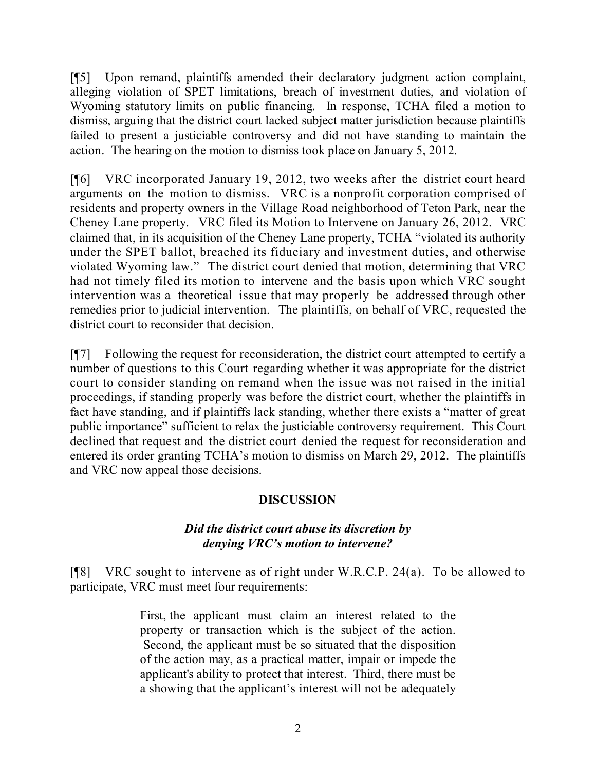[¶5] Upon remand, plaintiffs amended their declaratory judgment action complaint, alleging violation of SPET limitations, breach of investment duties, and violation of Wyoming statutory limits on public financing. In response, TCHA filed a motion to dismiss, arguing that the district court lacked subject matter jurisdiction because plaintiffs failed to present a justiciable controversy and did not have standing to maintain the action. The hearing on the motion to dismiss took place on January 5, 2012.

[¶6] VRC incorporated January 19, 2012, two weeks after the district court heard arguments on the motion to dismiss. VRC is a nonprofit corporation comprised of residents and property owners in the Village Road neighborhood of Teton Park, near the Cheney Lane property. VRC filed its Motion to Intervene on January 26, 2012. VRC claimed that, in its acquisition of the Cheney Lane property, TCHA "violated its authority under the SPET ballot, breached its fiduciary and investment duties, and otherwise violated Wyoming law." The district court denied that motion, determining that VRC had not timely filed its motion to intervene and the basis upon which VRC sought intervention was a theoretical issue that may properly be addressed through other remedies prior to judicial intervention. The plaintiffs, on behalf of VRC, requested the district court to reconsider that decision.

[¶7] Following the request for reconsideration, the district court attempted to certify a number of questions to this Court regarding whether it was appropriate for the district court to consider standing on remand when the issue was not raised in the initial proceedings, if standing properly was before the district court, whether the plaintiffs in fact have standing, and if plaintiffs lack standing, whether there exists a "matter of great public importance" sufficient to relax the justiciable controversy requirement. This Court declined that request and the district court denied the request for reconsideration and entered its order granting TCHA's motion to dismiss on March 29, 2012. The plaintiffs and VRC now appeal those decisions.

## DISCUSSION

### *Did the district court abuse its discretion by denying VRC's motion to intervene?*

[¶8] VRC sought to intervene as of right under W.R.C.P. 24(a). To be allowed to participate, VRC must meet four requirements:

> First, the applicant must claim an interest related to the property or transaction which is the subject of the action. Second, the applicant must be so situated that the disposition of the action may, as a practical matter, impair or impede the applicant's ability to protect that interest. Third, there must be a showing that the applicant's interest will not be adequately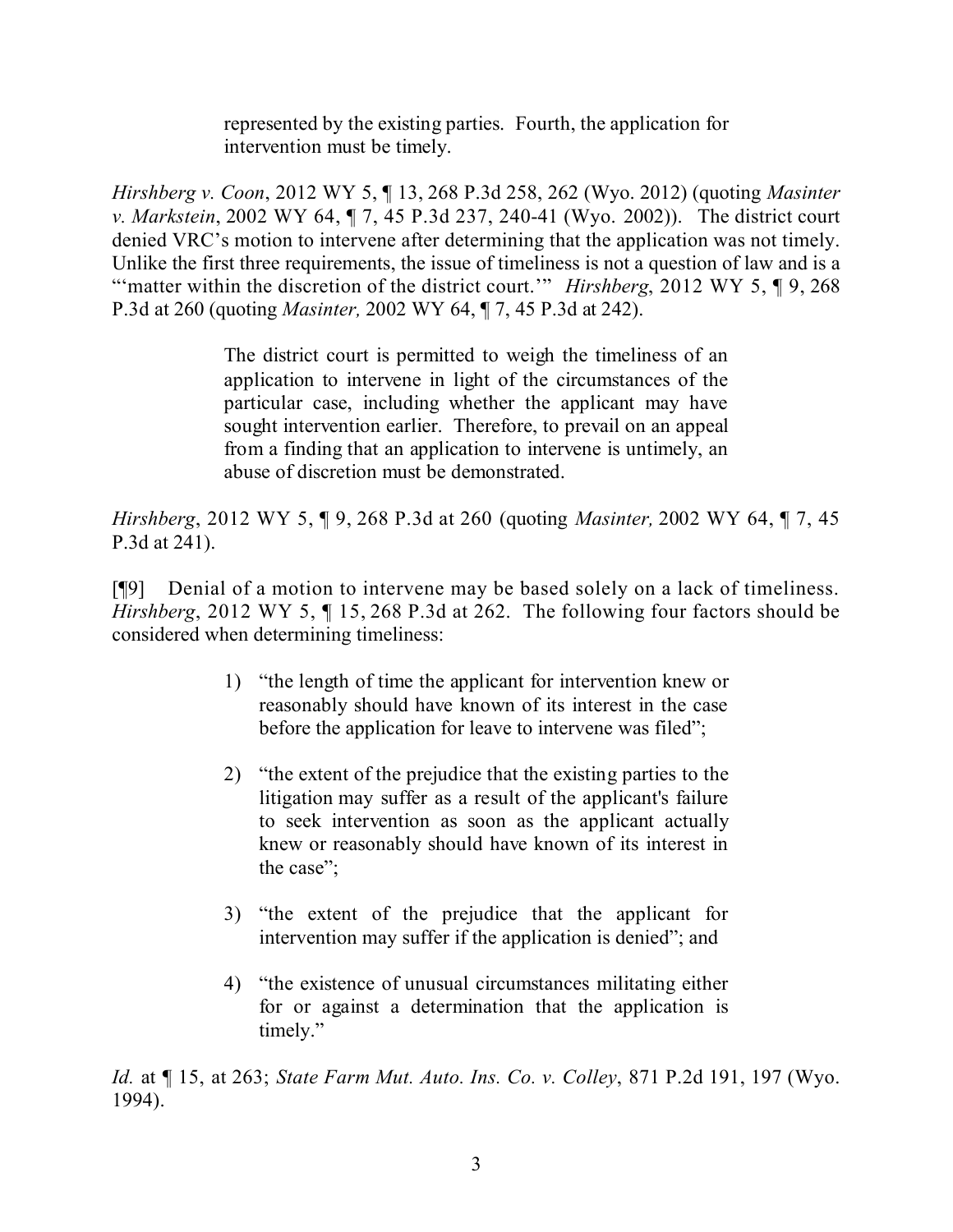> represented by the existing parties. Fourth, the application for intervention must be timely.

*Hirshberg v. Coon*, 2012 WY 5, ¶ 13, 268 P.3d 258, 262 (Wyo. 2012) (quoting *Masinter v. Markstein*, 2002 WY 64, ¶ 7, 45 P.3d 237, 240-41 (Wyo. 2002)). The district court denied VRC's motion to intervene after determining that the application was not timely. Unlike the first three requirements, the issue of timeliness is not a question of law and is a "'matter within the discretion of the district court.'" *Hirshberg*, 2012 WY 5, ¶ 9, 268 P.3d at 260 (quoting *Masinter,* 2002 WY 64, ¶ 7, 45 P.3d at 242).

> The district court is permitted to weigh the timeliness of an application to intervene in light of the circumstances of the particular case, including whether the applicant may have sought intervention earlier. Therefore, to prevail on an appeal from a finding that an application to intervene is untimely, an abuse of discretion must be demonstrated.

*Hirshberg*, 2012 WY 5, ¶ 9, 268 P.3d at 260 (quoting *Masinter,* 2002 WY 64, ¶ 7, 45 P.3d at 241).

[¶9] Denial of a motion to intervene may be based solely on a lack of timeliness. *Hirshberg*, 2012 WY 5, ¶ 15, 268 P.3d at 262. The following four factors should be considered when determining timeliness:

> 1) "the length of time the applicant for intervention knew or reasonably should have known of its interest in the case before the application for leave to intervene was filed";
>
> 2) "the extent of the prejudice that the existing parties to the litigation may suffer as a result of the applicant's failure to seek intervention as soon as the applicant actually knew or reasonably should have known of its interest in the case";
>
> 3) "the extent of the prejudice that the applicant for intervention may suffer if the application is denied"; and
>
> 4) "the existence of unusual circumstances militating either for or against a determination that the application is timely."

*Id.* at ¶ 15, at 263; *State Farm Mut. Auto. Ins. Co. v. Colley*, 871 P.2d 191, 197 (Wyo. 1994).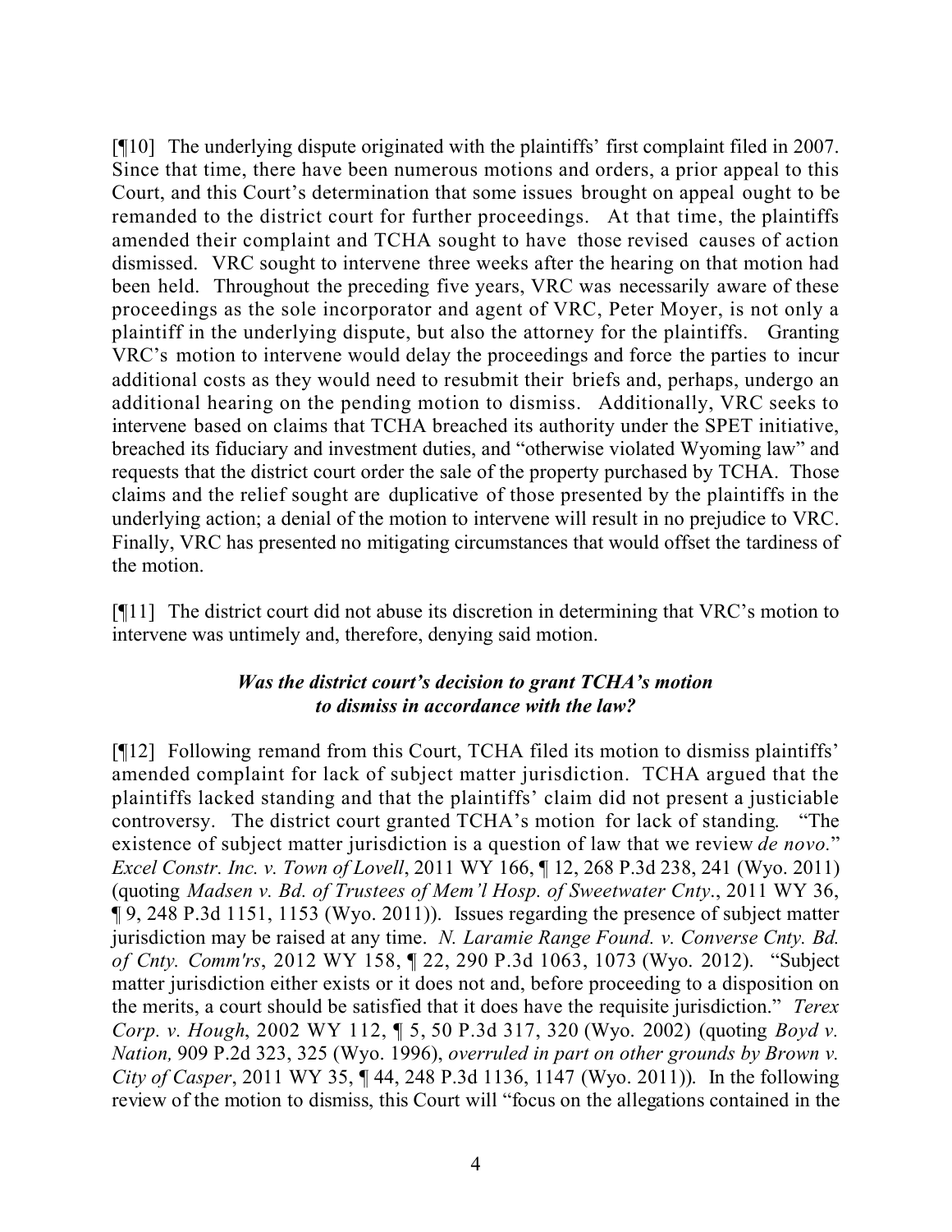[¶10] The underlying dispute originated with the plaintiffs' first complaint filed in 2007. Since that time, there have been numerous motions and orders, a prior appeal to this Court, and this Court's determination that some issues brought on appeal ought to be remanded to the district court for further proceedings. At that time, the plaintiffs amended their complaint and TCHA sought to have those revised causes of action dismissed. VRC sought to intervene three weeks after the hearing on that motion had been held. Throughout the preceding five years, VRC was necessarily aware of these proceedings as the sole incorporator and agent of VRC, Peter Moyer, is not only a plaintiff in the underlying dispute, but also the attorney for the plaintiffs. Granting VRC's motion to intervene would delay the proceedings and force the parties to incur additional costs as they would need to resubmit their briefs and, perhaps, undergo an additional hearing on the pending motion to dismiss. Additionally, VRC seeks to intervene based on claims that TCHA breached its authority under the SPET initiative, breached its fiduciary and investment duties, and "otherwise violated Wyoming law" and requests that the district court order the sale of the property purchased by TCHA. Those claims and the relief sought are duplicative of those presented by the plaintiffs in the underlying action; a denial of the motion to intervene will result in no prejudice to VRC. Finally, VRC has presented no mitigating circumstances that would offset the tardiness of the motion.

[¶11] The district court did not abuse its discretion in determining that VRC's motion to intervene was untimely and, therefore, denying said motion.

### *Was the district court's decision to grant TCHA's motion to dismiss in accordance with the law?*

[¶12] Following remand from this Court, TCHA filed its motion to dismiss plaintiffs' amended complaint for lack of subject matter jurisdiction. TCHA argued that the plaintiffs lacked standing and that the plaintiffs' claim did not present a justiciable controversy. The district court granted TCHA's motion for lack of standing. "The existence of subject matter jurisdiction is a question of law that we review *de novo*." *Excel Constr. Inc. v. Town of Lovell*, 2011 WY 166, ¶ 12, 268 P.3d 238, 241 (Wyo. 2011) (quoting *Madsen v. Bd. of Trustees of Mem'l Hosp. of Sweetwater Cnty*., 2011 WY 36, ¶ 9, 248 P.3d 1151, 1153 (Wyo. 2011)). Issues regarding the presence of subject matter jurisdiction may be raised at any time. *N. Laramie Range Found. v. Converse Cnty. Bd. of Cnty. Comm'rs*, 2012 WY 158, ¶ 22, 290 P.3d 1063, 1073 (Wyo. 2012). "Subject matter jurisdiction either exists or it does not and, before proceeding to a disposition on the merits, a court should be satisfied that it does have the requisite jurisdiction." *Terex Corp. v. Hough*, 2002 WY 112, ¶ 5, 50 P.3d 317, 320 (Wyo. 2002) (quoting *Boyd v. Nation,* 909 P.2d 323, 325 (Wyo. 1996), *overruled in part on other grounds by Brown v. City of Casper*, 2011 WY 35, ¶ 44, 248 P.3d 1136, 1147 (Wyo. 2011)). In the following review of the motion to dismiss, this Court will "focus on the allegations contained in the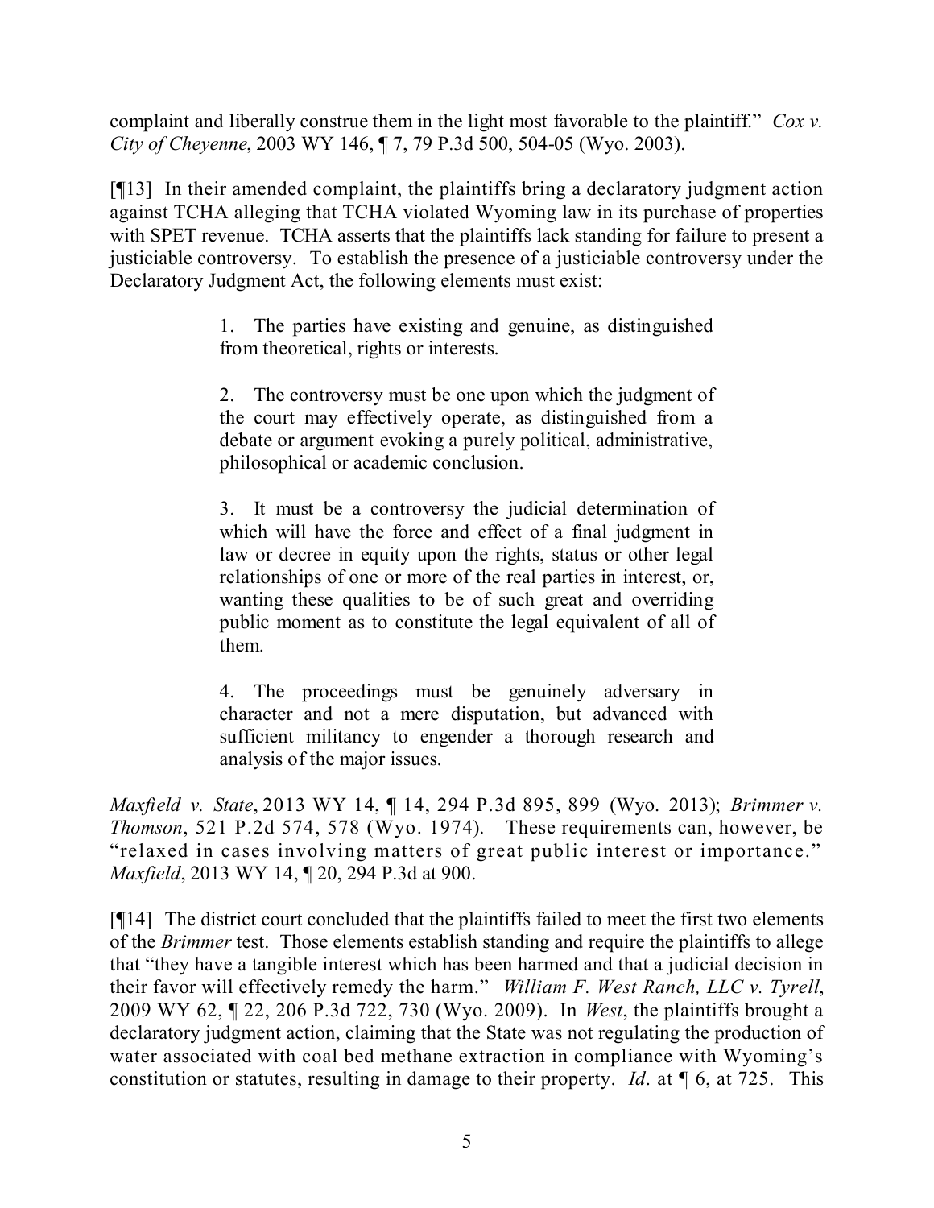complaint and liberally construe them in the light most favorable to the plaintiff." *Cox v. City of Cheyenne*, 2003 WY 146, ¶ 7, 79 P.3d 500, 504-05 (Wyo. 2003).

[¶13] In their amended complaint, the plaintiffs bring a declaratory judgment action against TCHA alleging that TCHA violated Wyoming law in its purchase of properties with SPET revenue. TCHA asserts that the plaintiffs lack standing for failure to present a justiciable controversy. To establish the presence of a justiciable controversy under the Declaratory Judgment Act, the following elements must exist:

> 1. The parties have existing and genuine, as distinguished from theoretical, rights or interests.
>
> 2. The controversy must be one upon which the judgment of the court may effectively operate, as distinguished from a debate or argument evoking a purely political, administrative, philosophical or academic conclusion.
>
> 3. It must be a controversy the judicial determination of which will have the force and effect of a final judgment in law or decree in equity upon the rights, status or other legal relationships of one or more of the real parties in interest, or, wanting these qualities to be of such great and overriding public moment as to constitute the legal equivalent of all of them.
>
> 4. The proceedings must be genuinely adversary in character and not a mere disputation, but advanced with sufficient militancy to engender a thorough research and analysis of the major issues.

*Maxfield v. State*, 2013 WY 14, ¶ 14, 294 P.3d 895, 899 (Wyo. 2013); *Brimmer v. Thomson*, 521 P.2d 574, 578 (Wyo. 1974). These requirements can, however, be "relaxed in cases involving matters of great public interest or importance." *Maxfield*, 2013 WY 14, ¶ 20, 294 P.3d at 900.

[¶14] The district court concluded that the plaintiffs failed to meet the first two elements of the *Brimmer* test. Those elements establish standing and require the plaintiffs to allege that "they have a tangible interest which has been harmed and that a judicial decision in their favor will effectively remedy the harm." *William F. West Ranch, LLC v. Tyrell*, 2009 WY 62, ¶ 22, 206 P.3d 722, 730 (Wyo. 2009). In *West*, the plaintiffs brought a declaratory judgment action, claiming that the State was not regulating the production of water associated with coal bed methane extraction in compliance with Wyoming's constitution or statutes, resulting in damage to their property. *Id*. at ¶ 6, at 725. This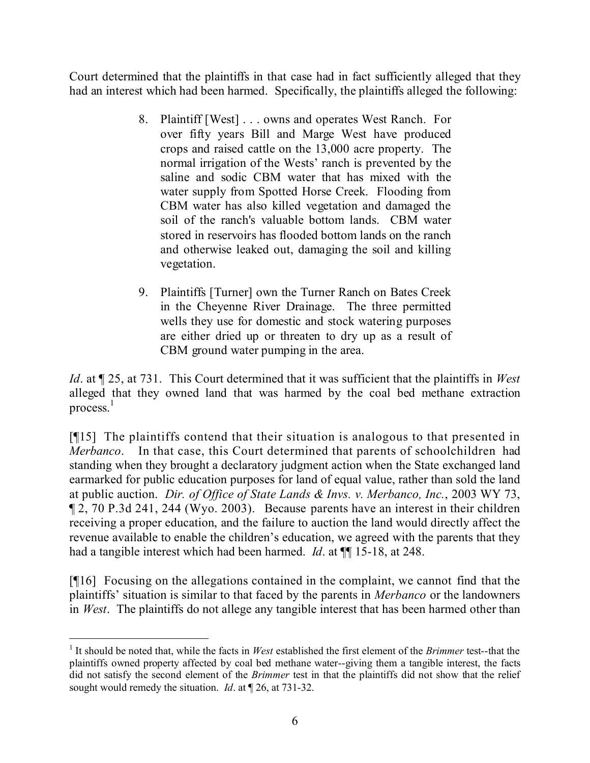Court determined that the plaintiffs in that case had in fact sufficiently alleged that they had an interest which had been harmed. Specifically, the plaintiffs alleged the following:

> 8. Plaintiff [West] . . . owns and operates West Ranch. For over fifty years Bill and Marge West have produced crops and raised cattle on the 13,000 acre property. The normal irrigation of the Wests' ranch is prevented by the saline and sodic CBM water that has mixed with the water supply from Spotted Horse Creek. Flooding from CBM water has also killed vegetation and damaged the soil of the ranch's valuable bottom lands. CBM water stored in reservoirs has flooded bottom lands on the ranch and otherwise leaked out, damaging the soil and killing vegetation.
>
> 9. Plaintiffs [Turner] own the Turner Ranch on Bates Creek in the Cheyenne River Drainage. The three permitted wells they use for domestic and stock watering purposes are either dried up or threaten to dry up as a result of CBM ground water pumping in the area.

*Id*. at ¶ 25, at 731. This Court determined that it was sufficient that the plaintiffs in *West* alleged that they owned land that was harmed by the coal bed methane extraction process.[1]

[¶15] The plaintiffs contend that their situation is analogous to that presented in *Merbanco*. In that case, this Court determined that parents of schoolchildren had standing when they brought a declaratory judgment action when the State exchanged land earmarked for public education purposes for land of equal value, rather than sold the land at public auction. *Dir. of Office of State Lands & Invs. v. Merbanco, Inc.*, 2003 WY 73, ¶ 2, 70 P.3d 241, 244 (Wyo. 2003). Because parents have an interest in their children receiving a proper education, and the failure to auction the land would directly affect the revenue available to enable the children's education, we agreed with the parents that they had a tangible interest which had been harmed. *Id*. at ¶¶ 15-18, at 248.

[¶16] Focusing on the allegations contained in the complaint, we cannot find that the plaintiffs' situation is similar to that faced by the parents in *Merbanco* or the landowners in *West*. The plaintiffs do not allege any tangible interest that has been harmed other than

---

[1] It should be noted that, while the facts in *West* established the first element of the *Brimmer* test--that the plaintiffs owned property affected by coal bed methane water--giving them a tangible interest, the facts did not satisfy the second element of the *Brimmer* test in that the plaintiffs did not show that the relief sought would remedy the situation. *Id*. at ¶ 26, at 731-32.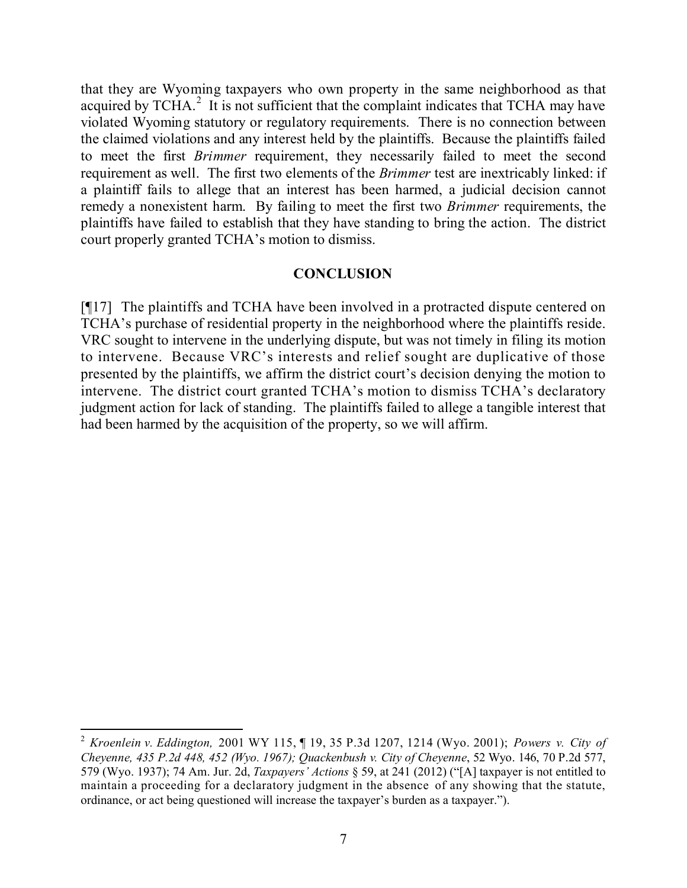that they are Wyoming taxpayers who own property in the same neighborhood as that acquired by TCHA.[2] It is not sufficient that the complaint indicates that TCHA may have violated Wyoming statutory or regulatory requirements. There is no connection between the claimed violations and any interest held by the plaintiffs. Because the plaintiffs failed to meet the first *Brimmer* requirement, they necessarily failed to meet the second requirement as well. The first two elements of the *Brimmer* test are inextricably linked: if a plaintiff fails to allege that an interest has been harmed, a judicial decision cannot remedy a nonexistent harm. By failing to meet the first two *Brimmer* requirements, the plaintiffs have failed to establish that they have standing to bring the action. The district court properly granted TCHA's motion to dismiss.

## CONCLUSION

[¶17] The plaintiffs and TCHA have been involved in a protracted dispute centered on TCHA's purchase of residential property in the neighborhood where the plaintiffs reside. VRC sought to intervene in the underlying dispute, but was not timely in filing its motion to intervene. Because VRC's interests and relief sought are duplicative of those presented by the plaintiffs, we affirm the district court's decision denying the motion to intervene. The district court granted TCHA's motion to dismiss TCHA's declaratory judgment action for lack of standing. The plaintiffs failed to allege a tangible interest that had been harmed by the acquisition of the property, so we will affirm.

---

[2] *Kroenlein v. Eddington,* 2001 WY 115, ¶ 19, 35 P.3d 1207, 1214 (Wyo. 2001); *Powers v. City of Cheyenne, 435 P.2d 448, 452 (Wyo. 1967); Quackenbush v. City of Cheyenne*, 52 Wyo. 146, 70 P.2d 577, 579 (Wyo. 1937); 74 Am. Jur. 2d, *Taxpayers' Actions* § 59, at 241 (2012) ("[A] taxpayer is not entitled to maintain a proceeding for a declaratory judgment in the absence of any showing that the statute, ordinance, or act being questioned will increase the taxpayer's burden as a taxpayer.").